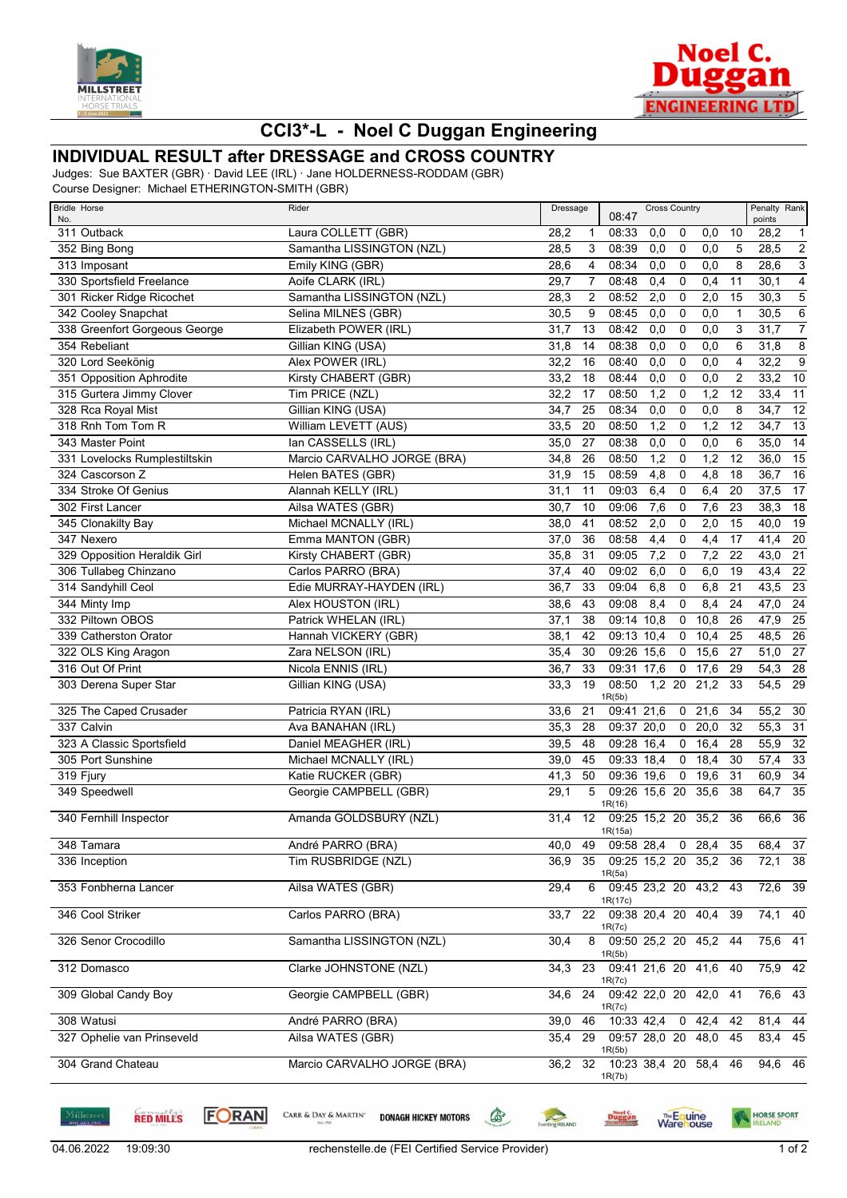# CCI3*-L - Noel C Duggan Engineering

## INDIVIDUAL RESULT after DRESSAGE and CROSS COUNTRY

Judges: Sue BAXTER (GBR) · David LEE (IRL) · Jane HOLDERNESS-RODDAM (GBR)
Course Designer: Michael ETHERINGTON-SMITH (GBR)

| Bridle No. | Horse | Rider | Dressage | | Cross Country 08:47 | | | | | Penalty points | Rank |
|---|---|---|---|---|---|---|---|---|---|---|---|
| 311 | Outback | Laura COLLETT (GBR) | 28,2 | 1 | 08:33 | 0,0 | 0 | 0,0 | 10 | 28,2 | 1 |
| 352 | Bing Bong | Samantha LISSINGTON (NZL) | 28,5 | 3 | 08:39 | 0,0 | 0 | 0,0 | 5 | 28,5 | 2 |
| 313 | Imposant | Emily KING (GBR) | 28,6 | 4 | 08:34 | 0,0 | 0 | 0,0 | 8 | 28,6 | 3 |
| 330 | Sportsfield Freelance | Aoife CLARK (IRL) | 29,7 | 7 | 08:48 | 0,4 | 0 | 0,4 | 11 | 30,1 | 4 |
| 301 | Ricker Ridge Ricochet | Samantha LISSINGTON (NZL) | 28,3 | 2 | 08:52 | 2,0 | 0 | 2,0 | 15 | 30,3 | 5 |
| 342 | Cooley Snapchat | Selina MILNES (GBR) | 30,5 | 9 | 08:45 | 0,0 | 0 | 0,0 | 1 | 30,5 | 6 |
| 338 | Greenfort Gorgeous George | Elizabeth POWER (IRL) | 31,7 | 13 | 08:42 | 0,0 | 0 | 0,0 | 3 | 31,7 | 7 |
| 354 | Rebeliant | Gillian KING (USA) | 31,8 | 14 | 08:38 | 0,0 | 0 | 0,0 | 6 | 31,8 | 8 |
| 320 | Lord Seekönig | Alex POWER (IRL) | 32,2 | 16 | 08:40 | 0,0 | 0 | 0,0 | 4 | 32,2 | 9 |
| 351 | Opposition Aphrodite | Kirsty CHABERT (GBR) | 33,2 | 18 | 08:44 | 0,0 | 0 | 0,0 | 2 | 33,2 | 10 |
| 315 | Gurtera Jimmy Clover | Tim PRICE (NZL) | 32,2 | 17 | 08:50 | 1,2 | 0 | 1,2 | 12 | 33,4 | 11 |
| 328 | Rca Royal Mist | Gillian KING (USA) | 34,7 | 25 | 08:34 | 0,0 | 0 | 0,0 | 8 | 34,7 | 12 |
| 318 | Rnh Tom Tom R | William LEVETT (AUS) | 33,5 | 20 | 08:50 | 1,2 | 0 | 1,2 | 12 | 34,7 | 13 |
| 343 | Master Point | Ian CASSELLS (IRL) | 35,0 | 27 | 08:38 | 0,0 | 0 | 0,0 | 6 | 35,0 | 14 |
| 331 | Lovelocks Rumplestiltskin | Marcio CARVALHO JORGE (BRA) | 34,8 | 26 | 08:50 | 1,2 | 0 | 1,2 | 12 | 36,0 | 15 |
| 324 | Cascorson Z | Helen BATES (GBR) | 31,9 | 15 | 08:59 | 4,8 | 0 | 4,8 | 18 | 36,7 | 16 |
| 334 | Stroke Of Genius | Alannah KELLY (IRL) | 31,1 | 11 | 09:03 | 6,4 | 0 | 6,4 | 20 | 37,5 | 17 |
| 302 | First Lancer | Ailsa WATES (GBR) | 30,7 | 10 | 09:06 | 7,6 | 0 | 7,6 | 23 | 38,3 | 18 |
| 345 | Clonakilty Bay | Michael MCNALLY (IRL) | 38,0 | 41 | 08:52 | 2,0 | 0 | 2,0 | 15 | 40,0 | 19 |
| 347 | Nexero | Emma MANTON (GBR) | 37,0 | 36 | 08:58 | 4,4 | 0 | 4,4 | 17 | 41,4 | 20 |
| 329 | Opposition Heraldik Girl | Kirsty CHABERT (GBR) | 35,8 | 31 | 09:05 | 7,2 | 0 | 7,2 | 22 | 43,0 | 21 |
| 306 | Tullabeg Chinzano | Carlos PARRO (BRA) | 37,4 | 40 | 09:02 | 6,0 | 0 | 6,0 | 19 | 43,4 | 22 |
| 314 | Sandyhill Ceol | Edie MURRAY-HAYDEN (IRL) | 36,7 | 33 | 09:04 | 6,8 | 0 | 6,8 | 21 | 43,5 | 23 |
| 344 | Minty Imp | Alex HOUSTON (IRL) | 38,6 | 43 | 09:08 | 8,4 | 0 | 8,4 | 24 | 47,0 | 24 |
| 332 | Piltown OBOS | Patrick WHELAN (IRL) | 37,1 | 38 | 09:14 | 10,8 | 0 | 10,8 | 26 | 47,9 | 25 |
| 339 | Catherston Orator | Hannah VICKERY (GBR) | 38,1 | 42 | 09:13 | 10,4 | 0 | 10,4 | 25 | 48,5 | 26 |
| 322 | OLS King Aragon | Zara NELSON (IRL) | 35,4 | 30 | 09:26 | 15,6 | 0 | 15,6 | 27 | 51,0 | 27 |
| 316 | Out Of Print | Nicola ENNIS (IRL) | 36,7 | 33 | 09:31 | 17,6 | 0 | 17,6 | 29 | 54,3 | 28 |
| 303 | Derena Super Star | Gillian KING (USA) | 33,3 | 19 | 08:50 1R(5b) | 1,2 | 20 | 21,2 | 33 | 54,5 | 29 |
| 325 | The Caped Crusader | Patricia RYAN (IRL) | 33,6 | 21 | 09:41 | 21,6 | 0 | 21,6 | 34 | 55,2 | 30 |
| 337 | Calvin | Ava BANAHAN (IRL) | 35,3 | 28 | 09:37 | 20,0 | 0 | 20,0 | 32 | 55,3 | 31 |
| 323 | A Classic Sportsfield | Daniel MEAGHER (IRL) | 39,5 | 48 | 09:28 | 16,4 | 0 | 16,4 | 28 | 55,9 | 32 |
| 305 | Port Sunshine | Michael MCNALLY (IRL) | 39,0 | 45 | 09:33 | 18,4 | 0 | 18,4 | 30 | 57,4 | 33 |
| 319 | Fjury | Katie RUCKER (GBR) | 41,3 | 50 | 09:36 | 19,6 | 0 | 19,6 | 31 | 60,9 | 34 |
| 349 | Speedwell | Georgie CAMPBELL (GBR) | 29,1 | 5 | 09:26 1R(16) | 15,6 | 20 | 35,6 | 38 | 64,7 | 35 |
| 340 | Fernhill Inspector | Amanda GOLDSBURY (NZL) | 31,4 | 12 | 09:25 1R(15a) | 15,2 | 20 | 35,2 | 36 | 66,6 | 36 |
| 348 | Tamara | André PARRO (BRA) | 40,0 | 49 | 09:58 | 28,4 | 0 | 28,4 | 35 | 68,4 | 37 |
| 336 | Inception | Tim RUSBRIDGE (NZL) | 36,9 | 35 | 09:25 1R(5a) | 15,2 | 20 | 35,2 | 36 | 72,1 | 38 |
| 353 | Fonbherna Lancer | Ailsa WATES (GBR) | 29,4 | 6 | 09:45 1R(17c) | 23,2 | 20 | 43,2 | 43 | 72,6 | 39 |
| 346 | Cool Striker | Carlos PARRO (BRA) | 33,7 | 22 | 09:38 1R(7c) | 20,4 | 20 | 40,4 | 39 | 74,1 | 40 |
| 326 | Senor Crocodillo | Samantha LISSINGTON (NZL) | 30,4 | 8 | 09:50 1R(5b) | 25,2 | 20 | 45,2 | 44 | 75,6 | 41 |
| 312 | Domasco | Clarke JOHNSTONE (NZL) | 34,3 | 23 | 09:41 1R(7c) | 21,6 | 20 | 41,6 | 40 | 75,9 | 42 |
| 309 | Global Candy Boy | Georgie CAMPBELL (GBR) | 34,6 | 24 | 09:42 1R(7c) | 22,0 | 20 | 42,0 | 41 | 76,6 | 43 |
| 308 | Watusi | André PARRO (BRA) | 39,0 | 46 | 10:33 | 42,4 | 0 | 42,4 | 42 | 81,4 | 44 |
| 327 | Ophelie van Prinseveld | Ailsa WATES (GBR) | 35,4 | 29 | 09:57 1R(5b) | 28,0 | 20 | 48,0 | 45 | 83,4 | 45 |
| 304 | Grand Chateau | Marcio CARVALHO JORGE (BRA) | 36,2 | 32 | 10:23 1R(7b) | 38,4 | 20 | 58,4 | 46 | 94,6 | 46 |

04.06.2022 19:09:30 rechenstelle.de (FEI Certified Service Provider)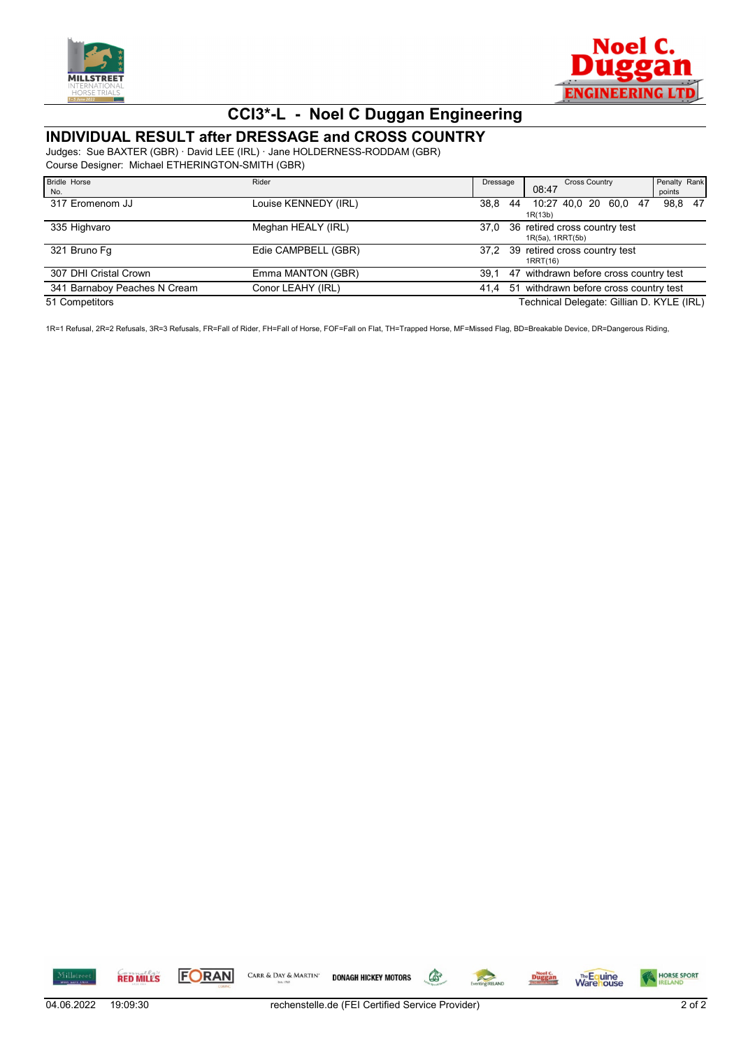# CCI3*-L - Noel C Duggan Engineering

## INDIVIDUAL RESULT after DRESSAGE and CROSS COUNTRY

Judges: Sue BAXTER (GBR) · David LEE (IRL) · Jane HOLDERNESS-RODDAM (GBR)
Course Designer: Michael ETHERINGTON-SMITH (GBR)

| Bridle No. | Horse | Rider | Dressage | | Cross Country 08:47 | | | | | Penalty points | Rank |
|---|---|---|---|---|---|---|---|---|---|---|---|
| 317 | Eromenom JJ | Louise KENNEDY (IRL) | 38,8 | 44 | 10:27 1R(13b) | 40,0 | 20 | 60,0 | 47 | 98,8 | 47 |
| 335 | Highvaro | Meghan HEALY (IRL) | 37,0 | 36 | retired cross country test 1R(5a), 1RRT(5b) | | | | | | |
| 321 | Bruno Fg | Edie CAMPBELL (GBR) | 37,2 | 39 | retired cross country test 1RRT(16) | | | | | | |
| 307 | DHI Cristal Crown | Emma MANTON (GBR) | 39,1 | 47 | withdrawn before cross country test | | | | | | |
| 341 | Barnaboy Peaches N Cream | Conor LEAHY (IRL) | 41,4 | 51 | withdrawn before cross country test | | | | | | |

51 Competitors

Technical Delegate: Gillian D. KYLE (IRL)

1R=1 Refusal, 2R=2 Refusals, 3R=3 Refusals, FR=Fall of Rider, FH=Fall of Horse, FOF=Fall on Flat, TH=Trapped Horse, MF=Missed Flag, BD=Breakable Device, DR=Dangerous Riding,

04.06.2022 19:09:30 rechenstelle.de (FEI Certified Service Provider)